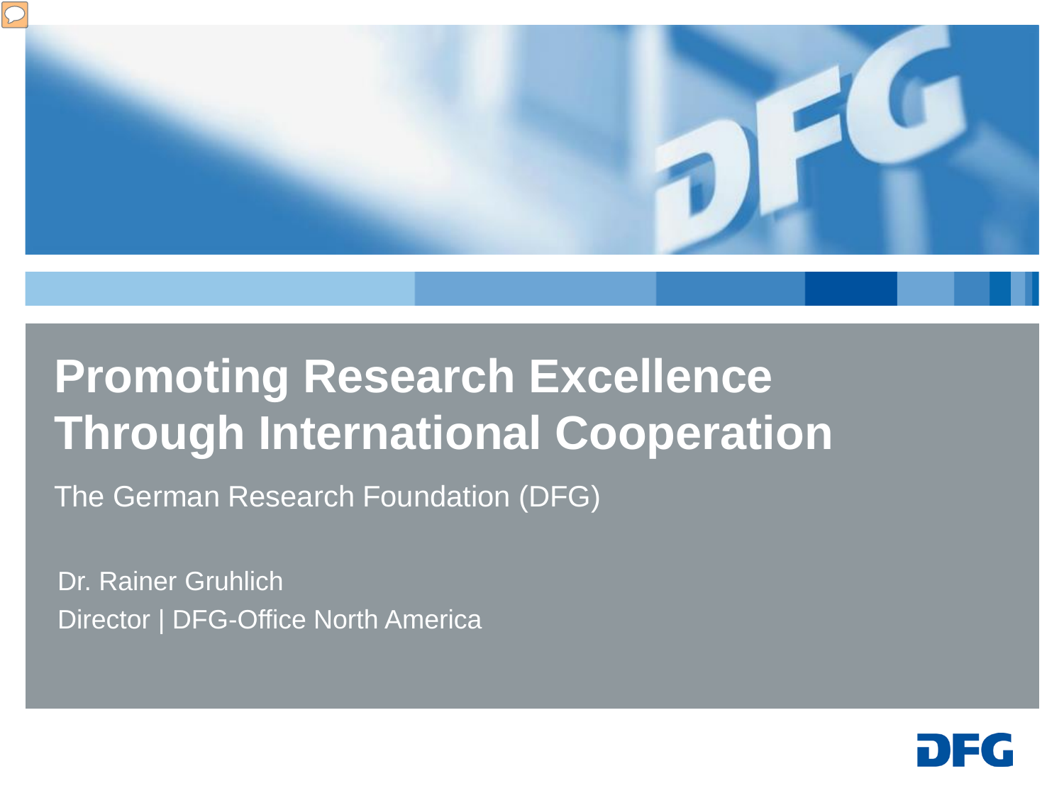# Promoting Research Excellence Through International Cooperation

The German Research Foundation (DFG)

Dr. Rainer Gruhlich

Director | DFG-Office North America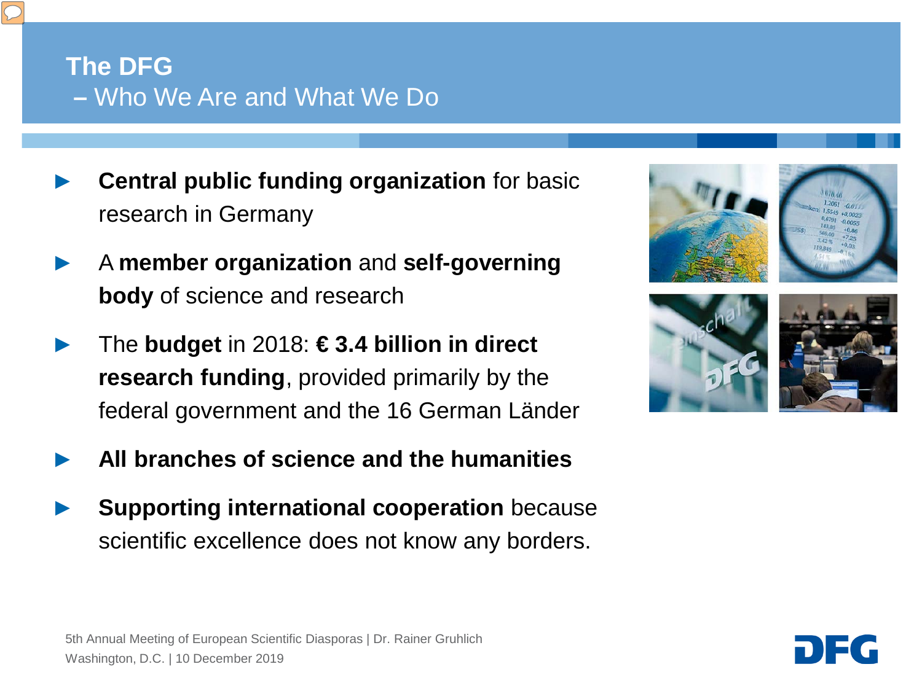# The DFG

## – Who We Are and What We Do

- **Central public funding organization** for basic research in Germany
- A **member organization** and **self-governing body** of science and research
- The **budget** in 2018: **€ 3.4 billion in direct research funding**, provided primarily by the federal government and the 16 German Länder
- **All branches of science and the humanities**
- **Supporting international cooperation** because scientific excellence does not know any borders.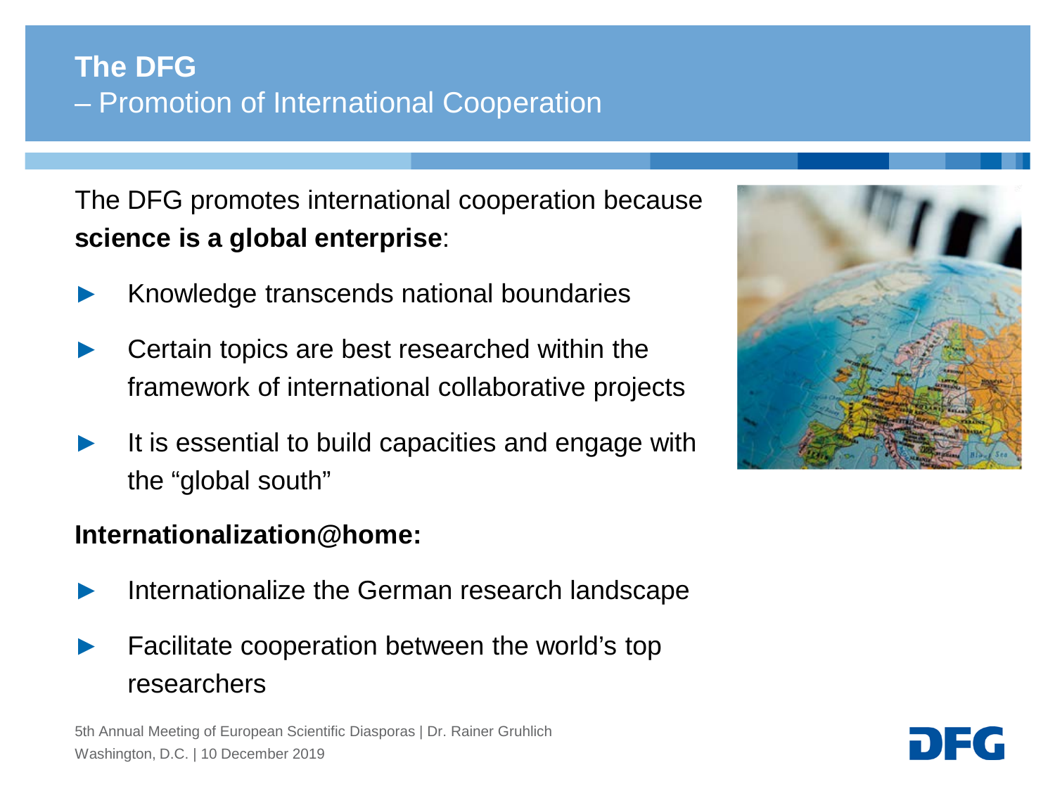# The DFG
## – Promotion of International Cooperation

The DFG promotes international cooperation because **science is a global enterprise**:

- Knowledge transcends national boundaries
- Certain topics are best researched within the framework of international collaborative projects
- It is essential to build capacities and engage with the “global south”

**Internationalization@home:**

- Internationalize the German research landscape
- Facilitate cooperation between the world’s top researchers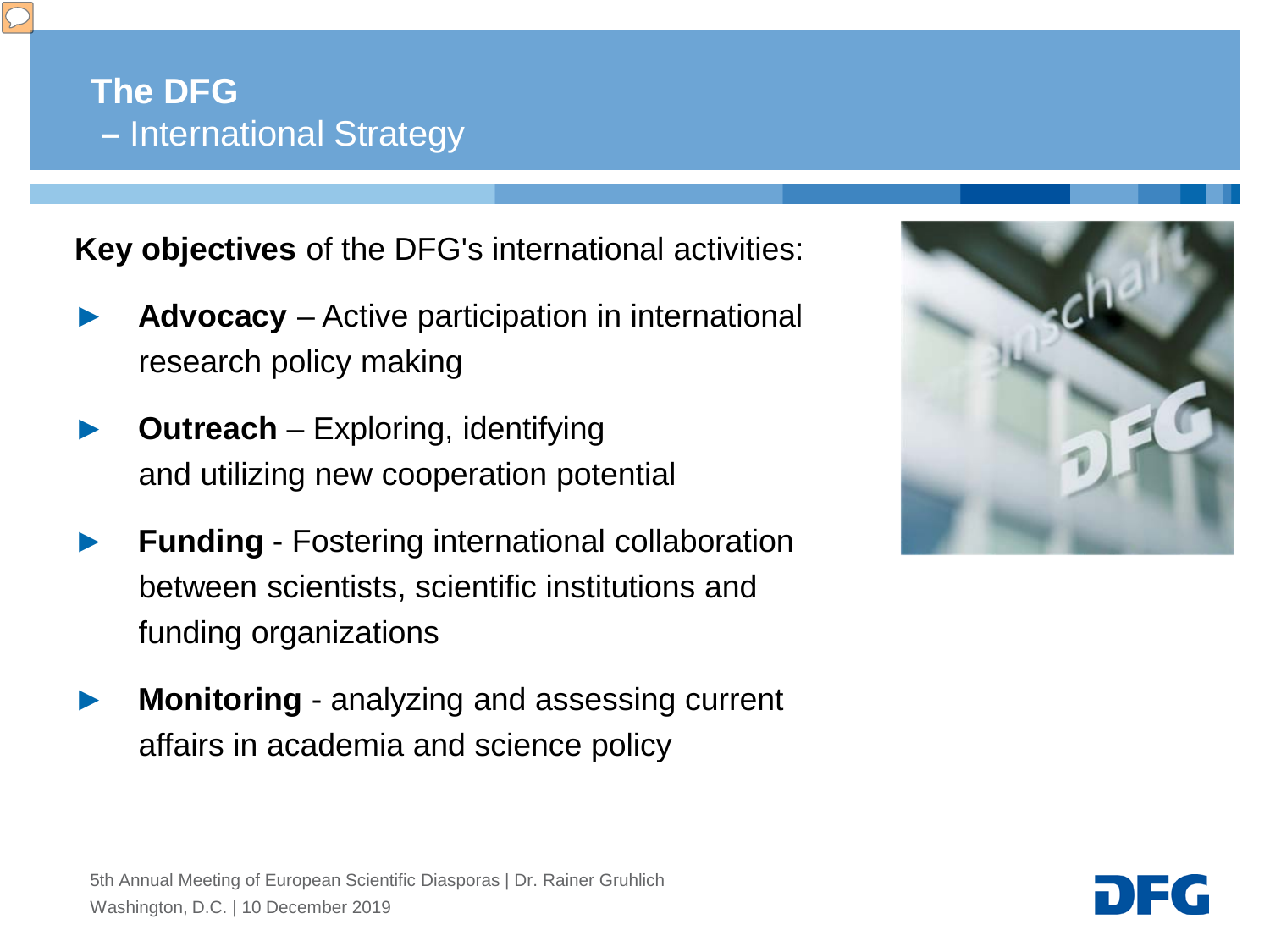# The DFG – International Strategy

**Key objectives** of the DFG's international activities:

- **Advocacy** – Active participation in international research policy making
- **Outreach** – Exploring, identifying and utilizing new cooperation potential
- **Funding** - Fostering international collaboration between scientists, scientific institutions and funding organizations
- **Monitoring** - analyzing and assessing current affairs in academia and science policy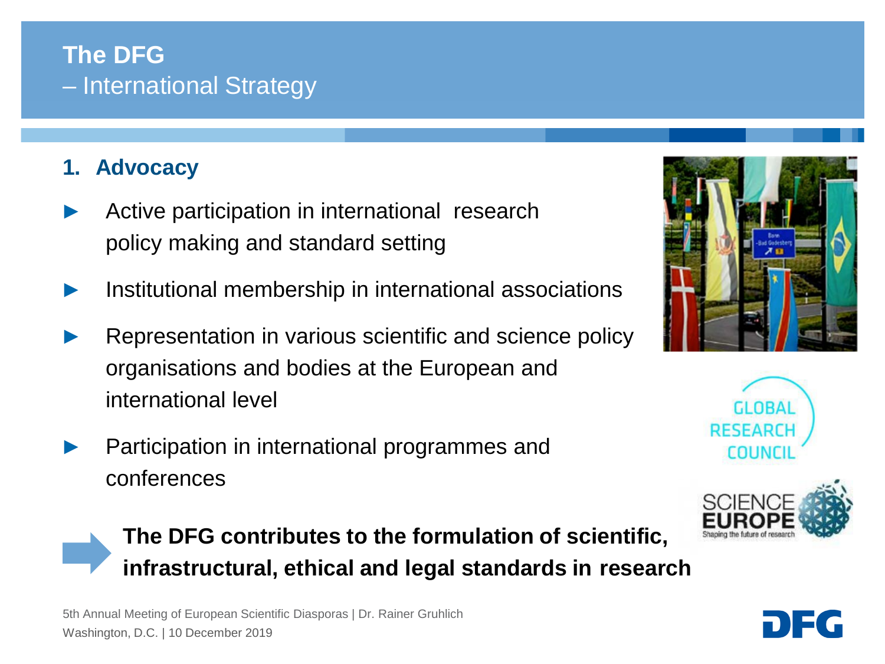# The DFG
## – International Strategy

### 1. Advocacy

- Active participation in international research policy making and standard setting
- Institutional membership in international associations
- Representation in various scientific and science policy organisations and bodies at the European and international level
- Participation in international programmes and conferences

**The DFG contributes to the formulation of scientific, infrastructural, ethical and legal standards in research**

GLOBAL RESEARCH COUNCIL

SCIENCE EUROPE
Shaping the future of research

5th Annual Meeting of European Scientific Diasporas | Dr. Rainer Gruhlich
Washington, D.C. | 10 December 2019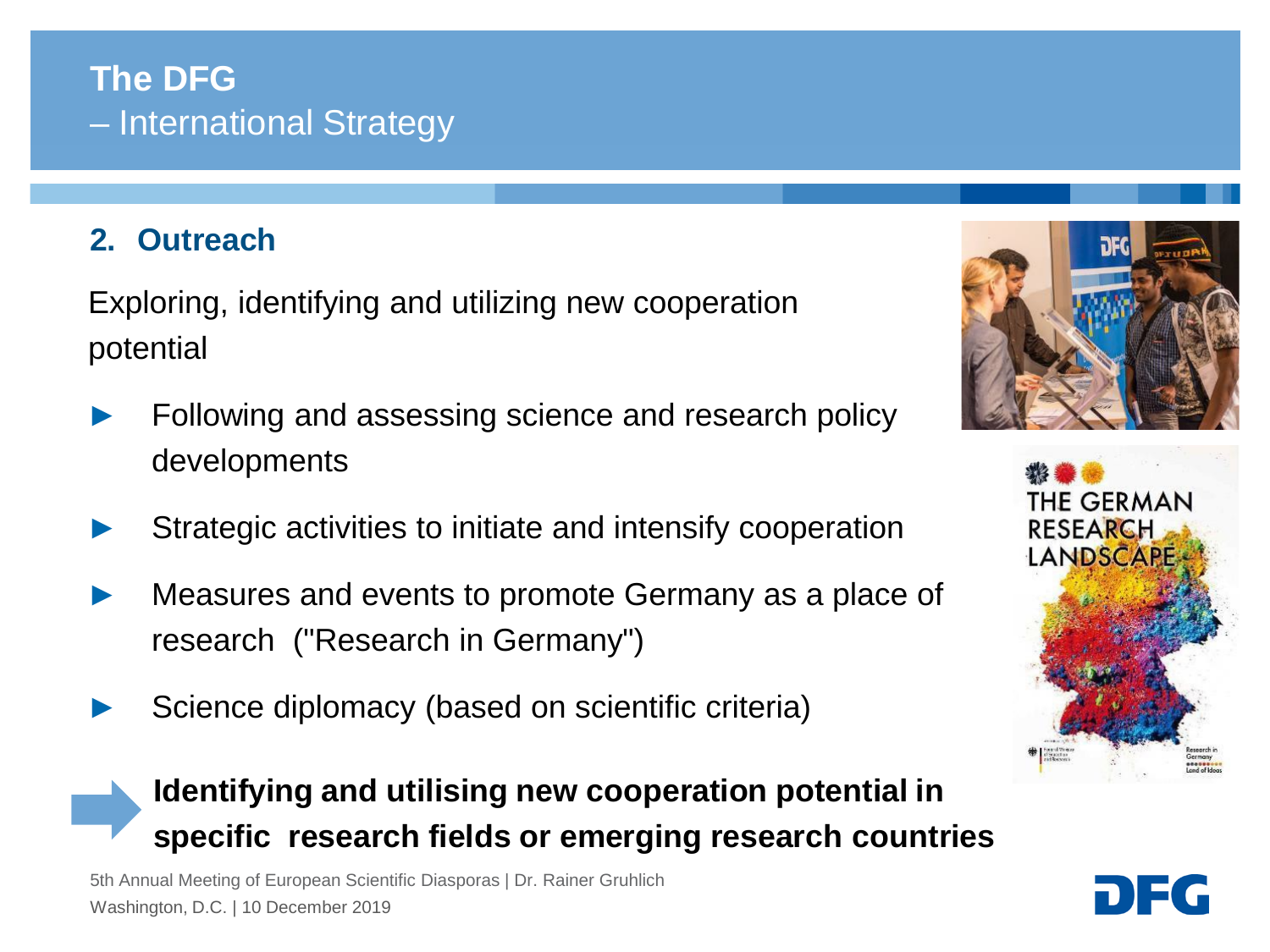# The DFG
– International Strategy

## 2. Outreach

Exploring, identifying and utilizing new cooperation potential

- Following and assessing science and research policy developments
- Strategic activities to initiate and intensify cooperation
- Measures and events to promote Germany as a place of research ("Research in Germany")
- Science diplomacy (based on scientific criteria)

**Identifying and utilising new cooperation potential in specific research fields or emerging research countries**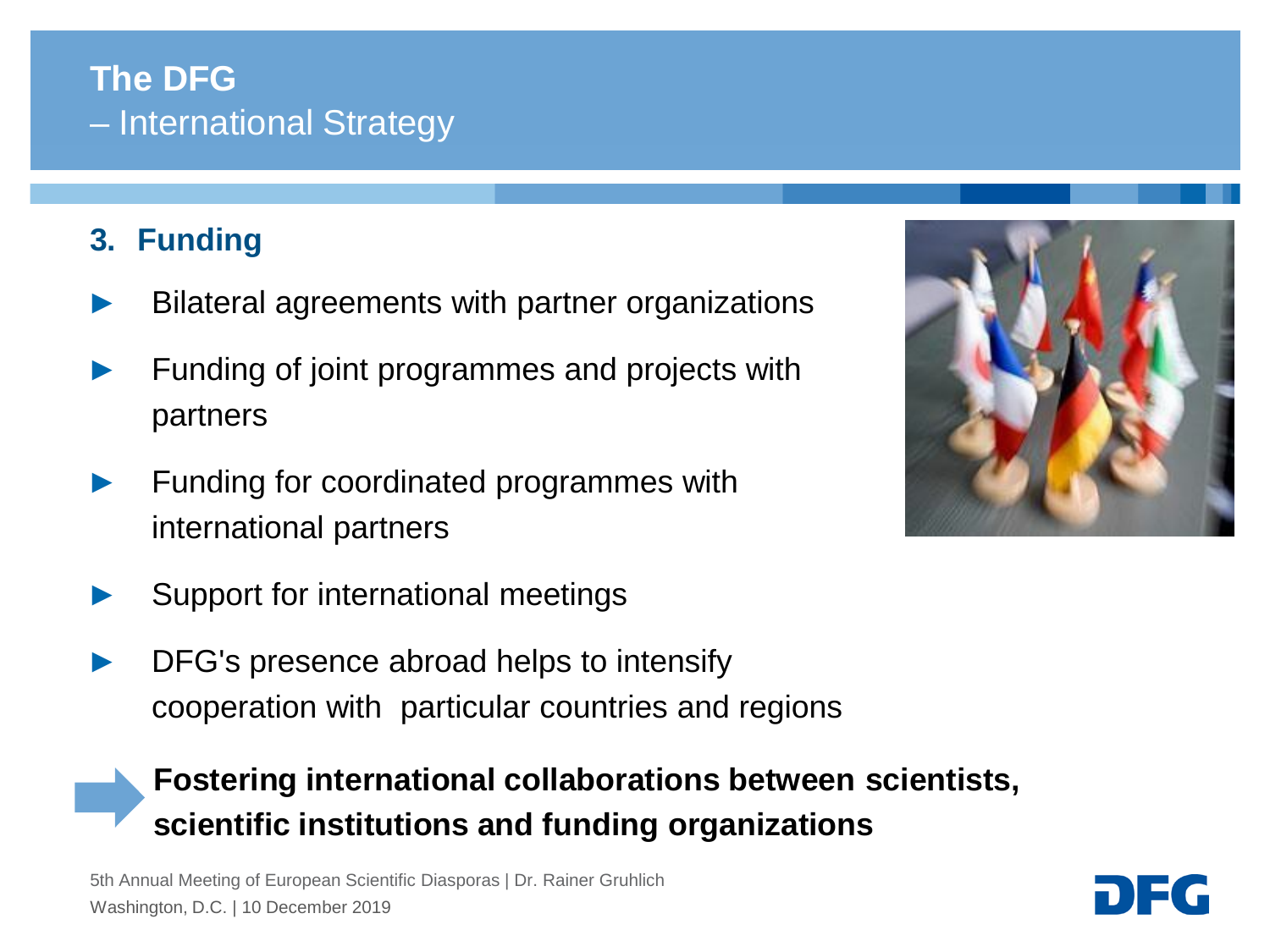# The DFG
## – International Strategy

### 3. Funding

- Bilateral agreements with partner organizations
- Funding of joint programmes and projects with partners
- Funding for coordinated programmes with international partners
- Support for international meetings
- DFG's presence abroad helps to intensify cooperation with particular countries and regions

**Fostering international collaborations between scientists, scientific institutions and funding organizations**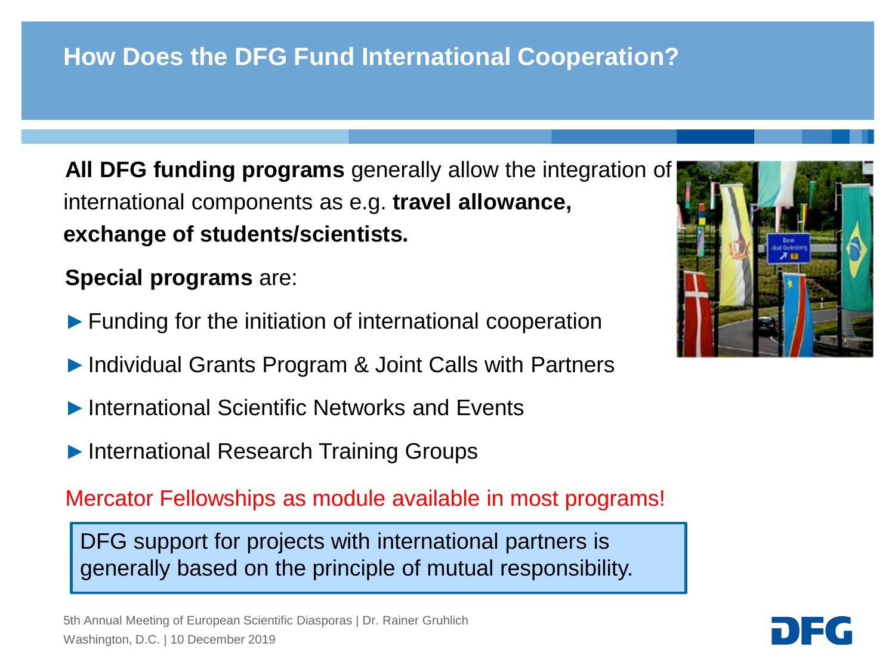# How Does the DFG Fund International Cooperation?

**All DFG funding programs** generally allow the integration of international components as e.g. **travel allowance, exchange of students/scientists.**

**Special programs** are:

- Funding for the initiation of international cooperation
- Individual Grants Program & Joint Calls with Partners
- International Scientific Networks and Events
- International Research Training Groups

Mercator Fellowships as module available in most programs!

DFG support for projects with international partners is generally based on the principle of mutual responsibility.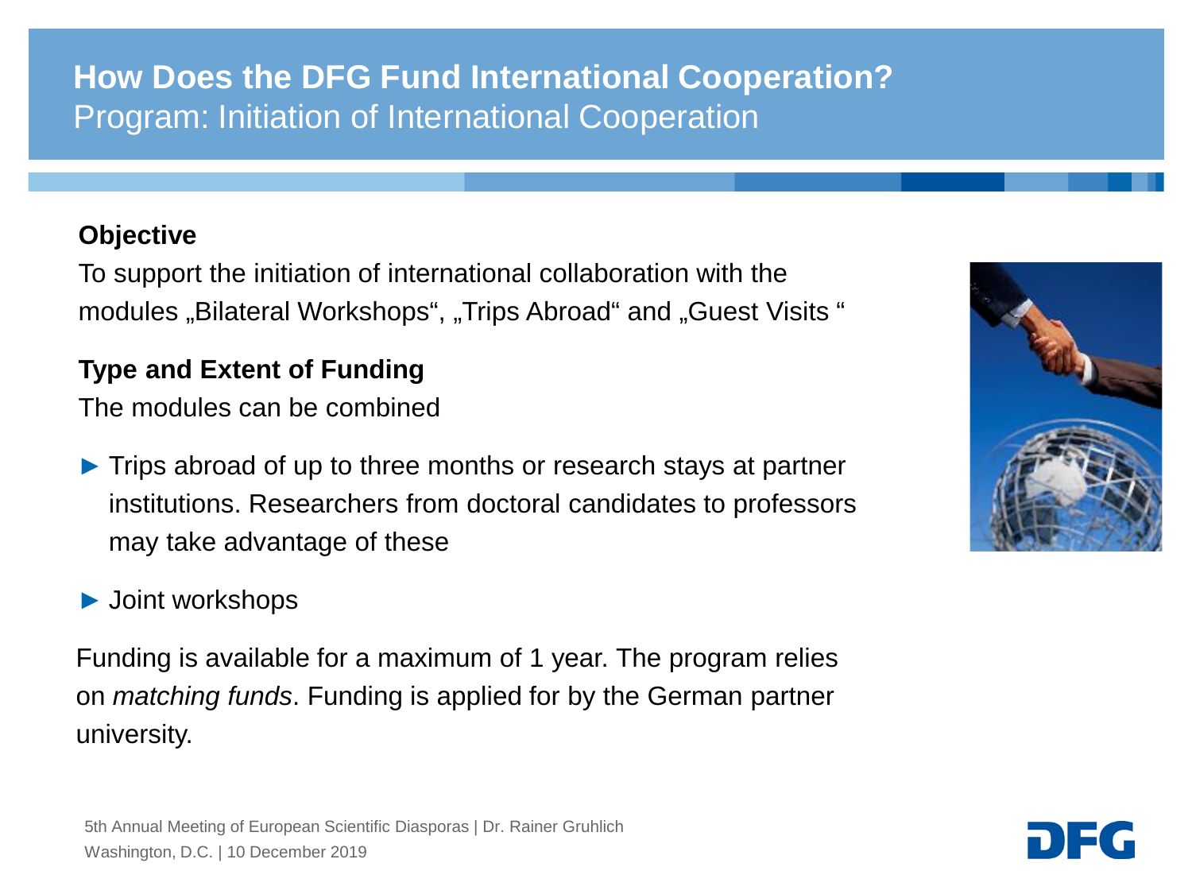# How Does the DFG Fund International Cooperation?

## Program: Initiation of International Cooperation

**Objective**

To support the initiation of international collaboration with the modules „Bilateral Workshops“, „Trips Abroad“ and „Guest Visits “

**Type and Extent of Funding**

The modules can be combined

- Trips abroad of up to three months or research stays at partner institutions. Researchers from doctoral candidates to professors may take advantage of these
- Joint workshops

Funding is available for a maximum of 1 year. The program relies on *matching funds*. Funding is applied for by the German partner university.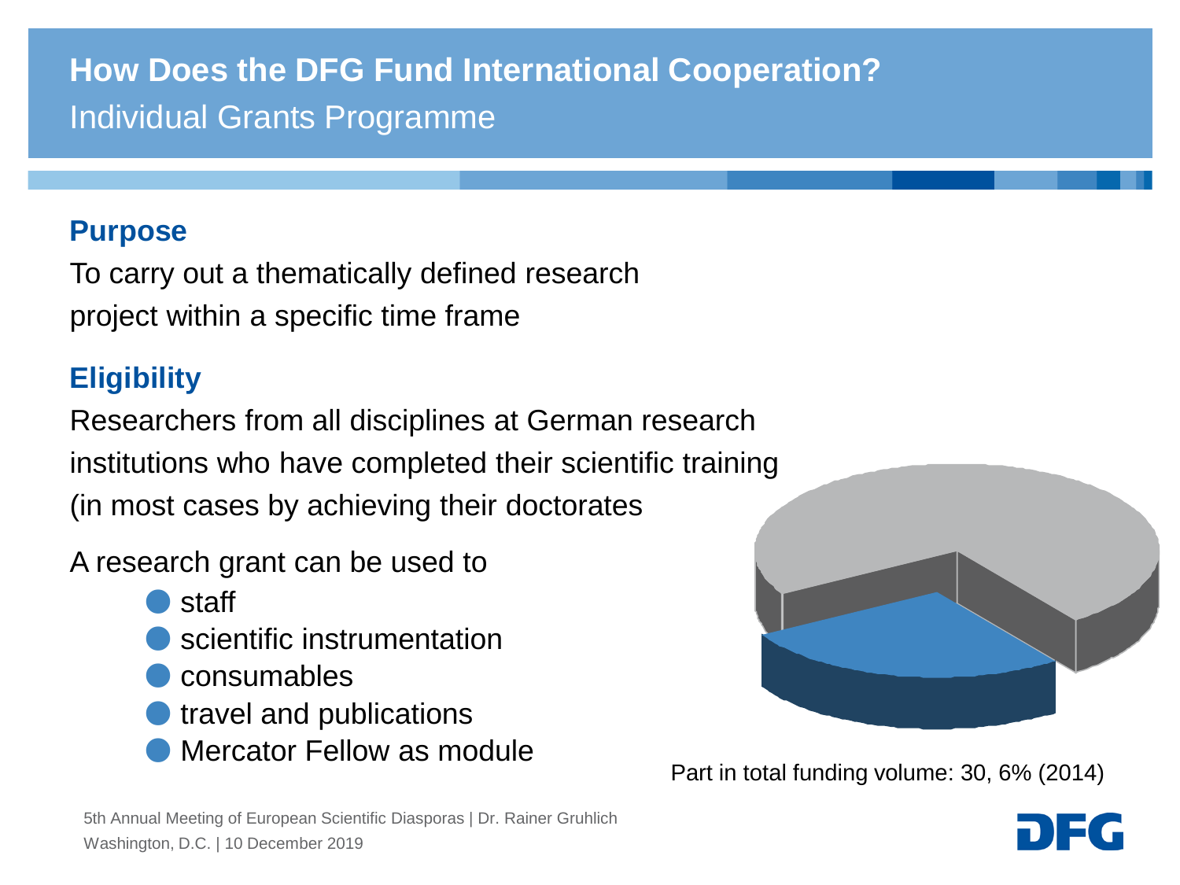# How Does the DFG Fund International Cooperation?

## Individual Grants Programme

### Purpose

To carry out a thematically defined research project within a specific time frame

### Eligibility

Researchers from all disciplines at German research institutions who have completed their scientific training (in most cases by achieving their doctorates

A research grant can be used to

- staff
- scientific instrumentation
- consumables
- travel and publications
- Mercator Fellow as module

Part in total funding volume: 30, 6% (2014)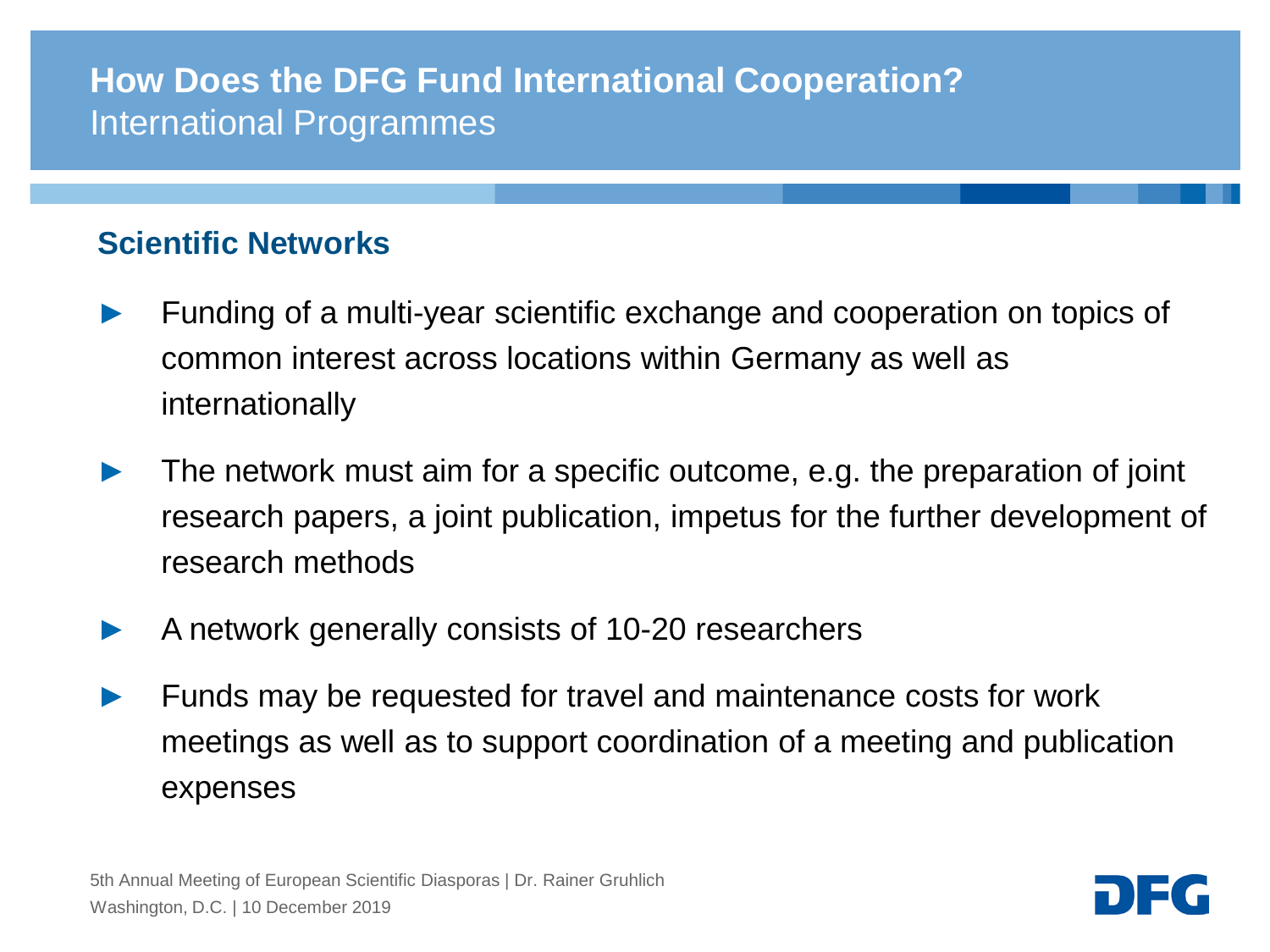# How Does the DFG Fund International Cooperation?

International Programmes

## Scientific Networks

- Funding of a multi-year scientific exchange and cooperation on topics of common interest across locations within Germany as well as internationally
- The network must aim for a specific outcome, e.g. the preparation of joint research papers, a joint publication, impetus for the further development of research methods
- A network generally consists of 10-20 researchers
- Funds may be requested for travel and maintenance costs for work meetings as well as to support coordination of a meeting and publication expenses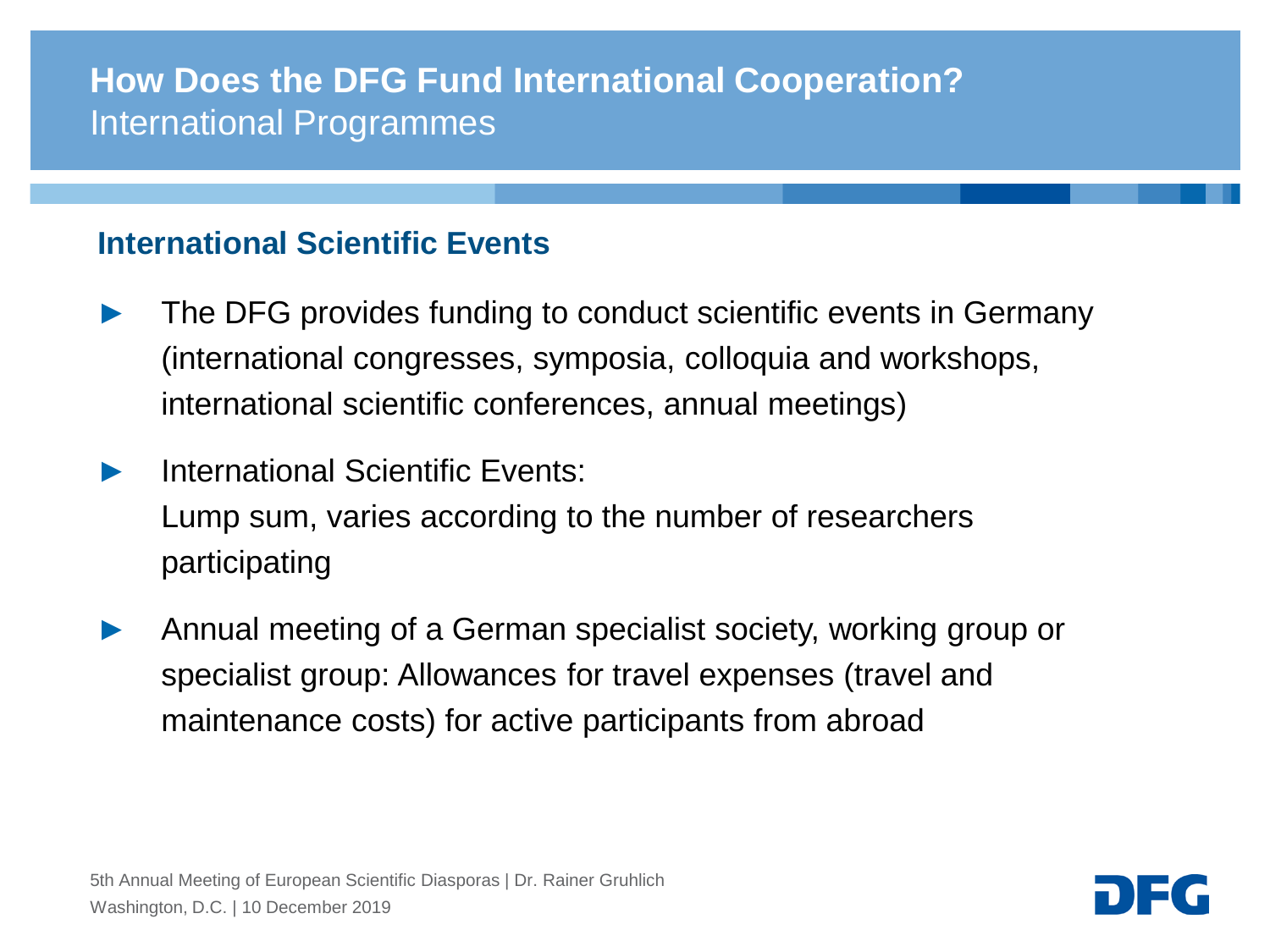# How Does the DFG Fund International Cooperation?

International Programmes

## International Scientific Events

- The DFG provides funding to conduct scientific events in Germany (international congresses, symposia, colloquia and workshops, international scientific conferences, annual meetings)
- International Scientific Events:
  Lump sum, varies according to the number of researchers participating
- Annual meeting of a German specialist society, working group or specialist group: Allowances for travel expenses (travel and maintenance costs) for active participants from abroad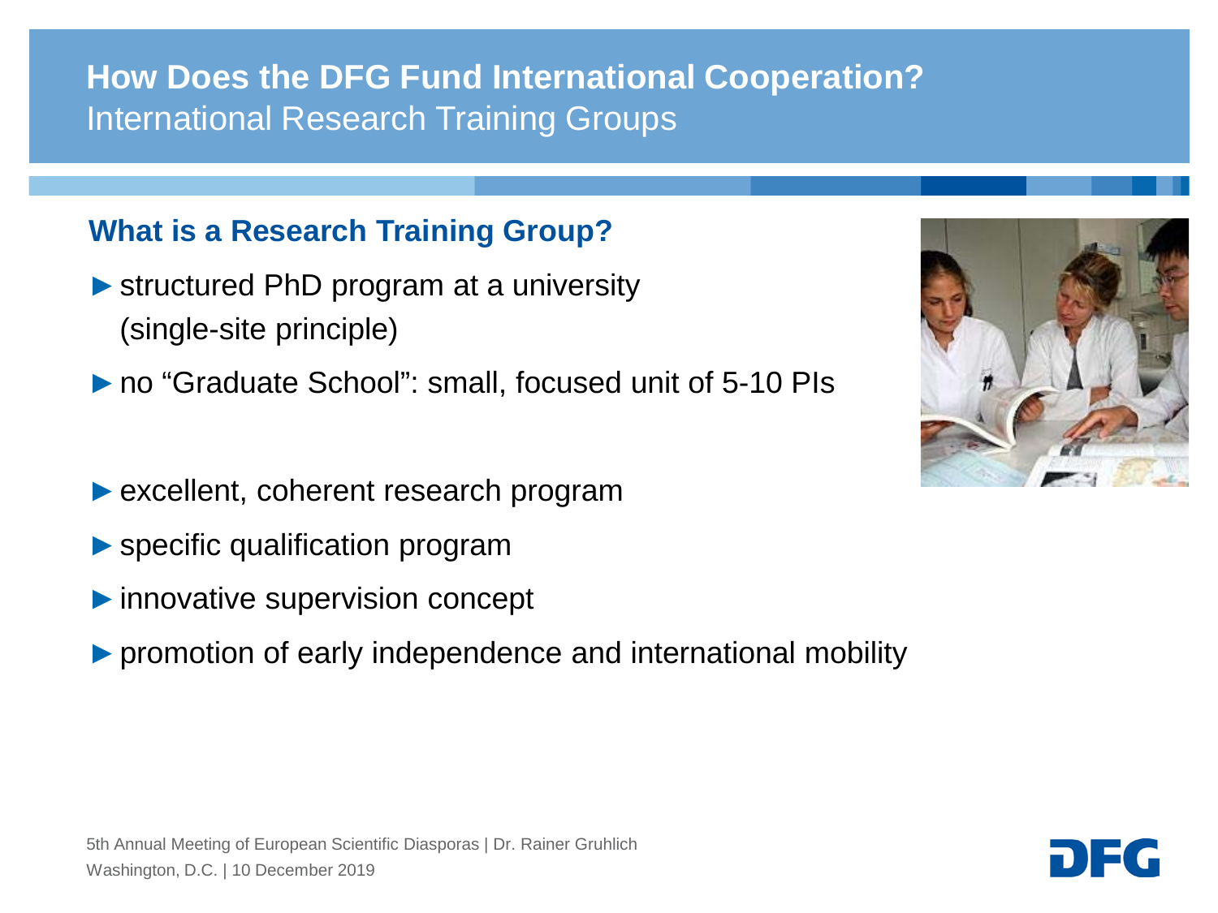# How Does the DFG Fund International Cooperation?
## International Research Training Groups

### What is a Research Training Group?

- structured PhD program at a university (single-site principle)
- no “Graduate School”: small, focused unit of 5-10 PIs
- excellent, coherent research program
- specific qualification program
- innovative supervision concept
- promotion of early independence and international mobility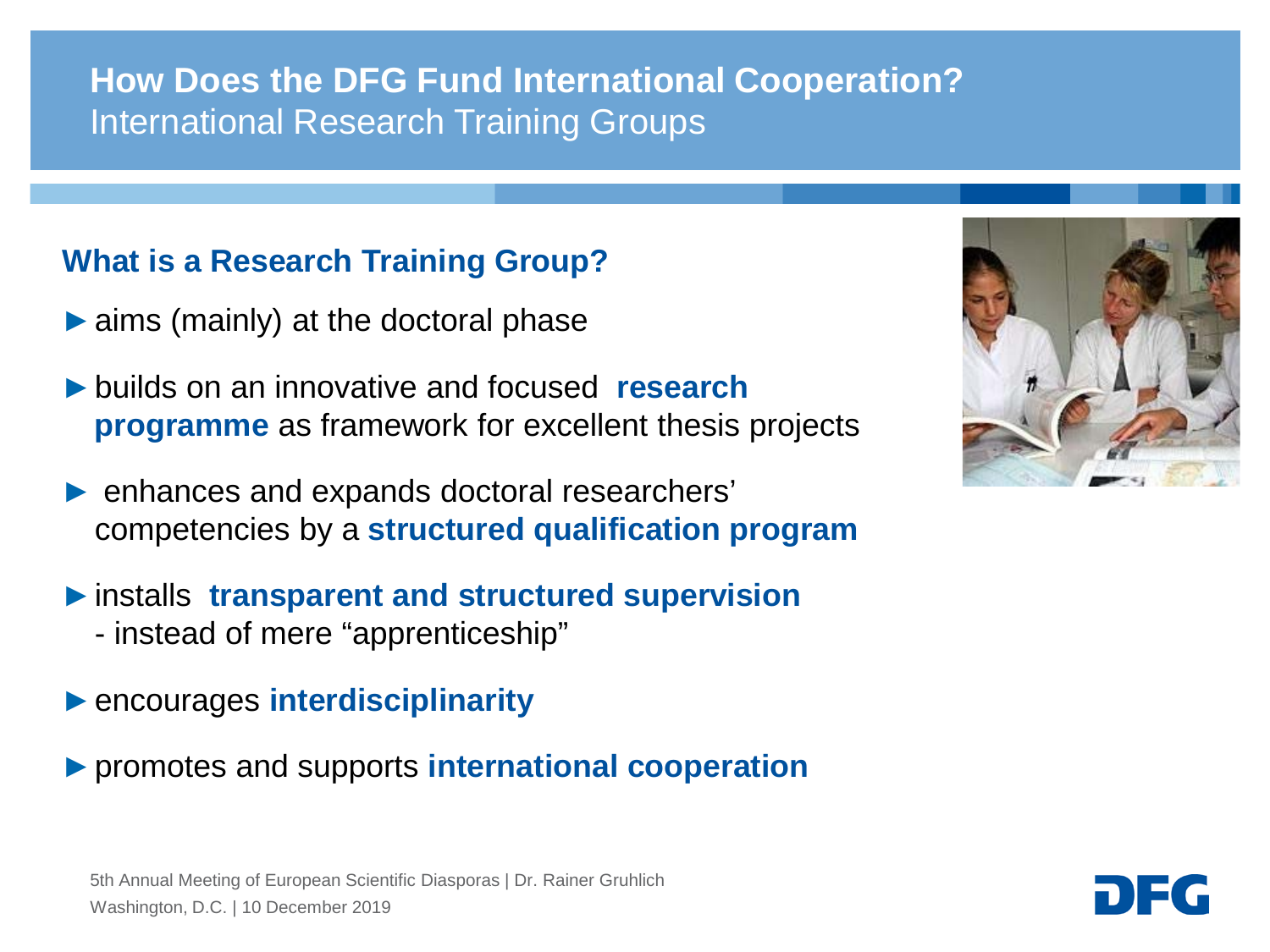# How Does the DFG Fund International Cooperation?

International Research Training Groups

## What is a Research Training Group?

- ► aims (mainly) at the doctoral phase
- ► builds on an innovative and focused **research programme** as framework for excellent thesis projects
- ► enhances and expands doctoral researchers' competencies by a **structured qualification program**
- ► installs **transparent and structured supervision** - instead of mere "apprenticeship"
- ► encourages **interdisciplinarity**
- ► promotes and supports **international cooperation**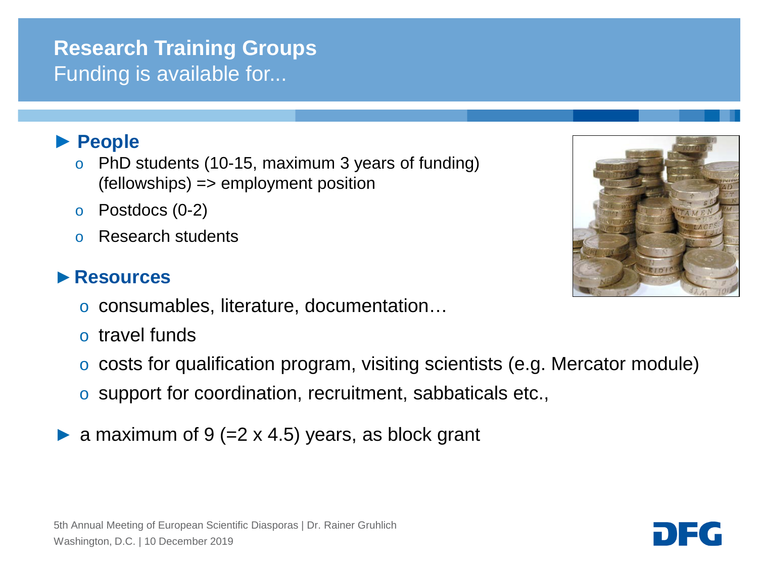# Research Training Groups

## Funding is available for...

### ► People

- PhD students (10-15, maximum 3 years of funding) (fellowships) => employment position
- Postdocs (0-2)
- Research students

### ► Resources

- consumables, literature, documentation…
- travel funds
- costs for qualification program, visiting scientists (e.g. Mercator module)
- support for coordination, recruitment, sabbaticals etc.,

► a maximum of 9 (=2 x 4.5) years, as block grant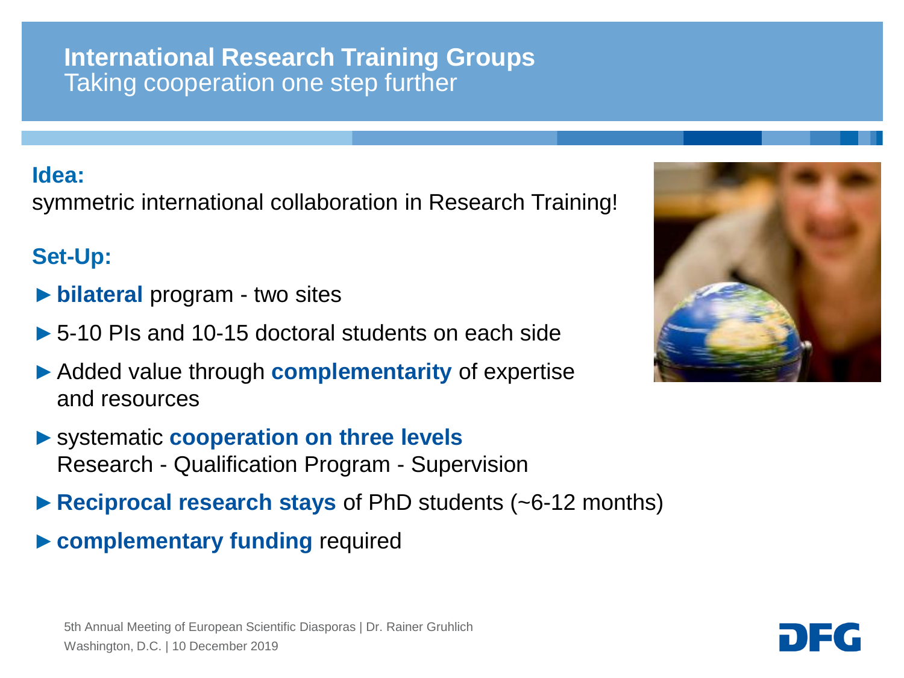# International Research Training Groups

Taking cooperation one step further

**Idea:**

symmetric international collaboration in Research Training!

**Set-Up:**

- ► **bilateral** program - two sites
- ► 5-10 PIs and 10-15 doctoral students on each side
- ► Added value through **complementarity** of expertise and resources
- ► systematic **cooperation on three levels**
  Research - Qualification Program - Supervision
- ► **Reciprocal research stays** of PhD students (~6-12 months)
- ► **complementary funding** required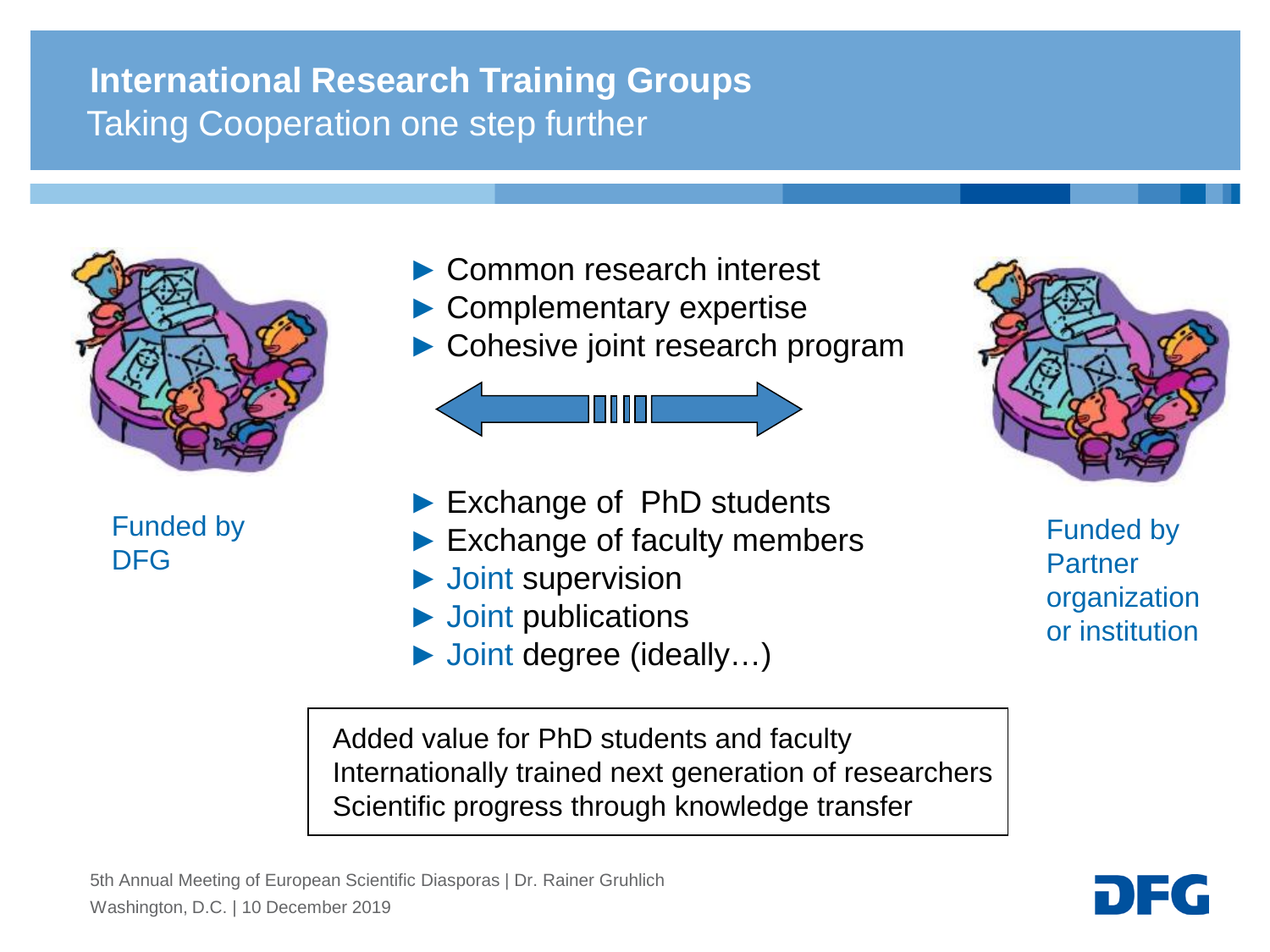# International Research Training Groups

## Taking Cooperation one step further

Funded by DFG

- Common research interest
- Complementary expertise
- Cohesive joint research program

- Exchange of PhD students
- Exchange of faculty members
- Joint supervision
- Joint publications
- Joint degree (ideally…)

Funded by Partner organization or institution

Added value for PhD students and faculty
Internationally trained next generation of researchers
Scientific progress through knowledge transfer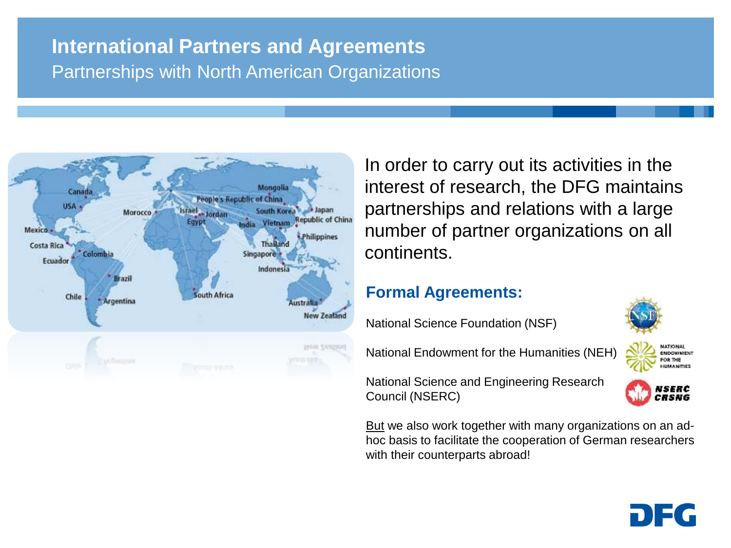# International Partners and Agreements

## Partnerships with North American Organizations

In order to carry out its activities in the interest of research, the DFG maintains partnerships and relations with a large number of partner organizations on all continents.

### Formal Agreements:

National Science Foundation (NSF)

National Endowment for the Humanities (NEH)

National Science and Engineering Research Council (NSERC)

But we also work together with many organizations on an ad-hoc basis to facilitate the cooperation of German researchers with their counterparts abroad!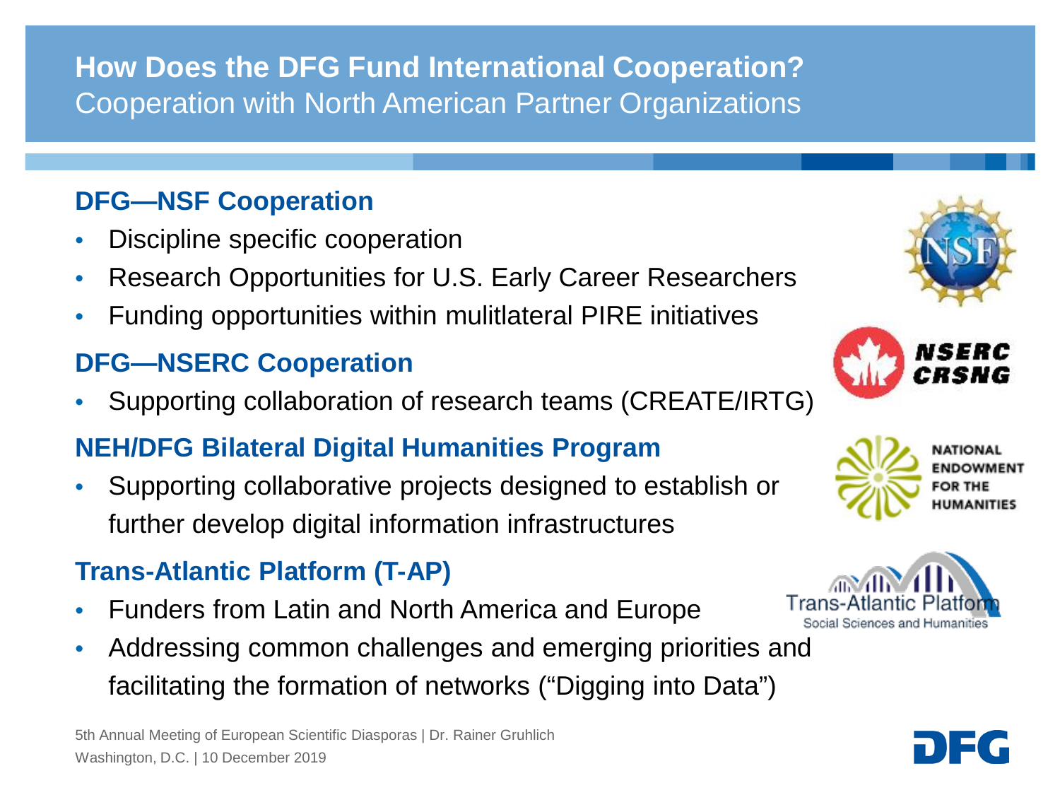# How Does the DFG Fund International Cooperation?

## Cooperation with North American Partner Organizations

### DFG—NSF Cooperation

- Discipline specific cooperation
- Research Opportunities for U.S. Early Career Researchers
- Funding opportunities within mulitlateral PIRE initiatives

### DFG—NSERC Cooperation

- Supporting collaboration of research teams (CREATE/IRTG)

### NEH/DFG Bilateral Digital Humanities Program

- Supporting collaborative projects designed to establish or further develop digital information infrastructures

### Trans-Atlantic Platform (T-AP)

- Funders from Latin and North America and Europe
- Addressing common challenges and emerging priorities and facilitating the formation of networks ("Digging into Data")

5th Annual Meeting of European Scientific Diasporas | Dr. Rainer Gruhlich
Washington, D.C. | 10 December 2019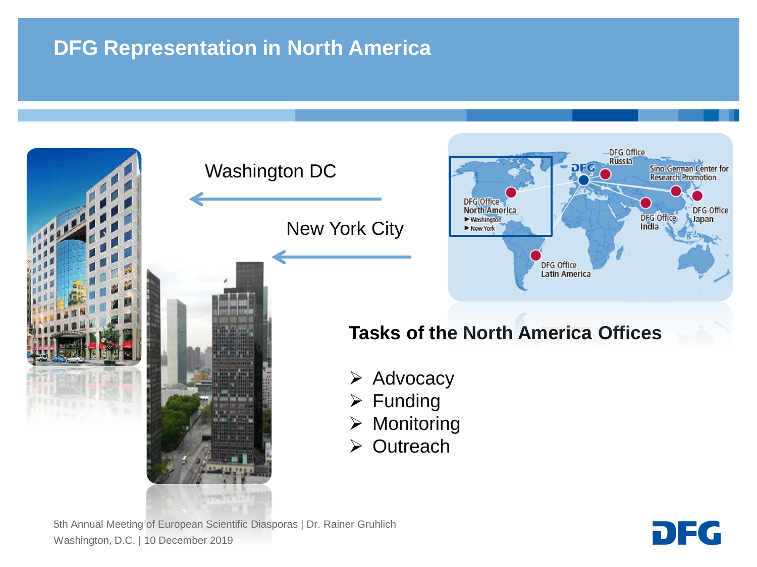# DFG Representation in North America

Washington DC

New York City

## Tasks of the North America Offices

- Advocacy
- Funding
- Monitoring
- Outreach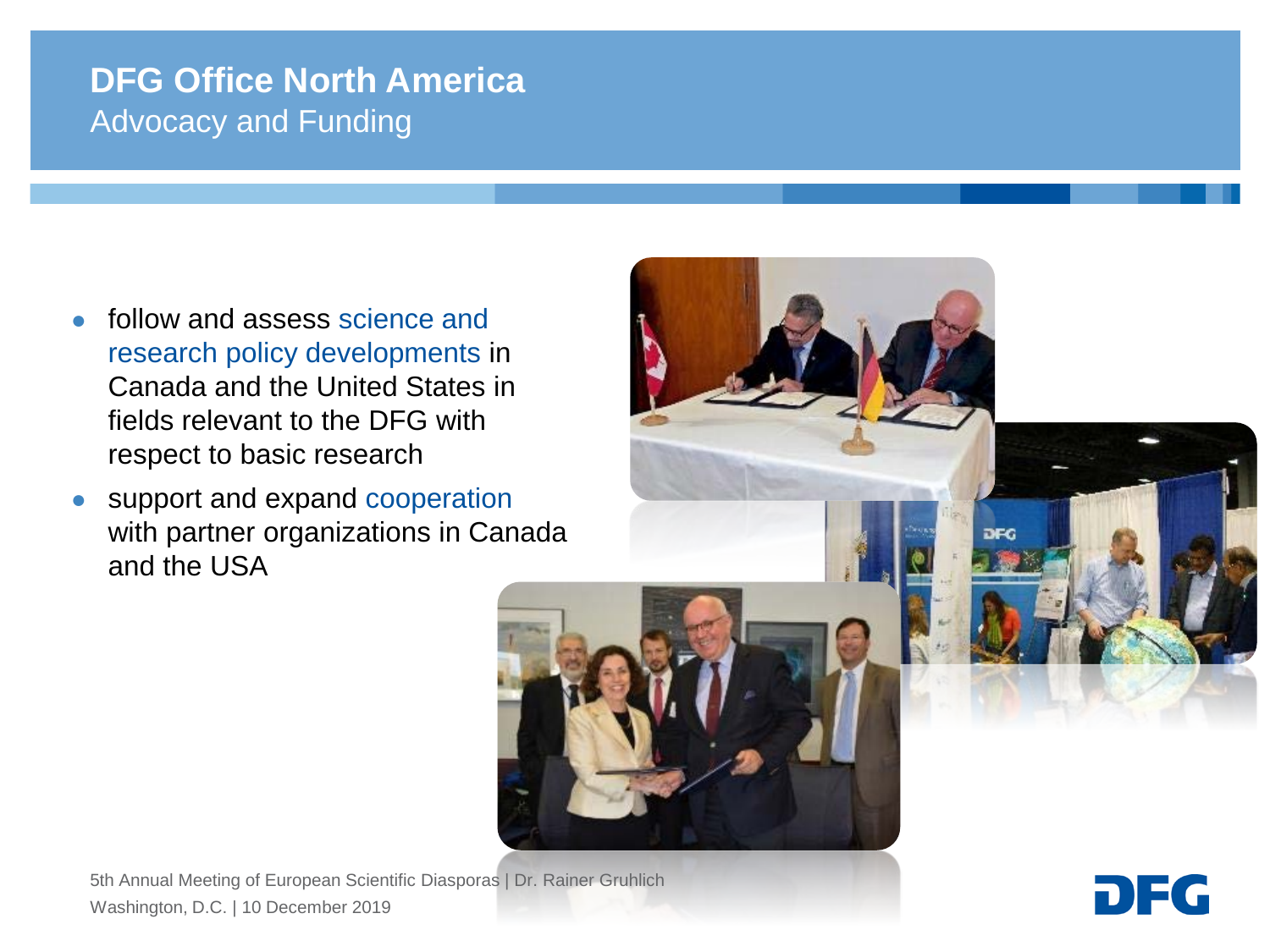# DFG Office North America

## Advocacy and Funding

- follow and assess science and research policy developments in Canada and the United States in fields relevant to the DFG with respect to basic research
- support and expand cooperation with partner organizations in Canada and the USA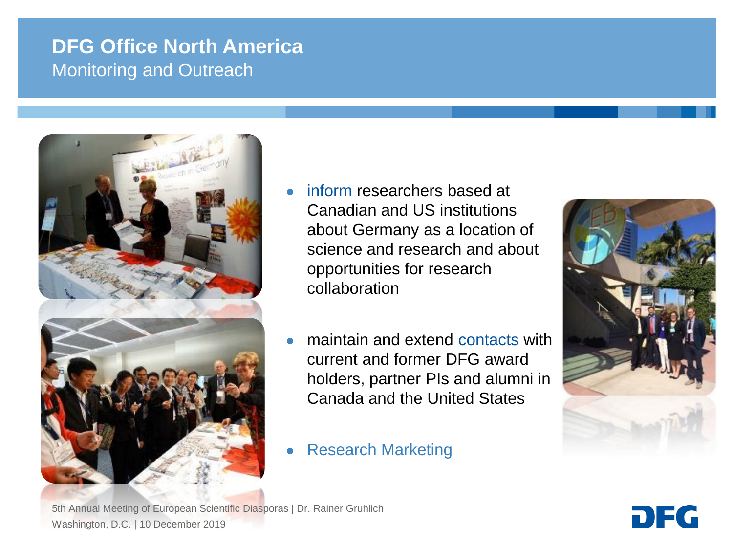# DFG Office North America

## Monitoring and Outreach

- inform researchers based at Canadian and US institutions about Germany as a location of science and research and about opportunities for research collaboration
- maintain and extend contacts with current and former DFG award holders, partner PIs and alumni in Canada and the United States
- Research Marketing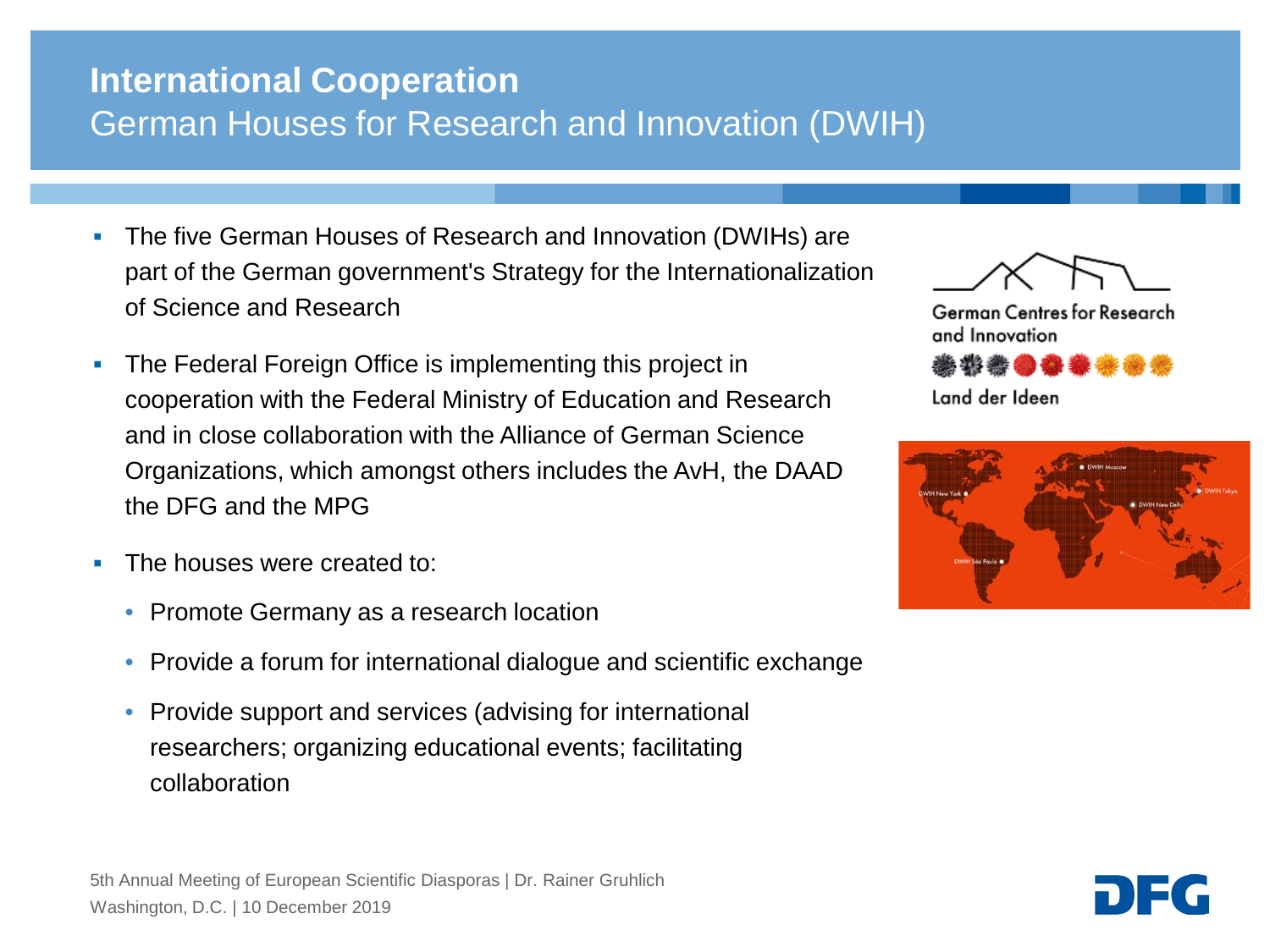# International Cooperation

## German Houses for Research and Innovation (DWIH)

- The five German Houses of Research and Innovation (DWIHs) are part of the German government's Strategy for the Internationalization of Science and Research
- The Federal Foreign Office is implementing this project in cooperation with the Federal Ministry of Education and Research and in close collaboration with the Alliance of German Science Organizations, which amongst others includes the AvH, the DAAD the DFG and the MPG
- The houses were created to:
  - Promote Germany as a research location
  - Provide a forum for international dialogue and scientific exchange
  - Provide support and services (advising for international researchers; organizing educational events; facilitating collaboration

German Centres for Research and Innovation

Land der Ideen

DWIH New York
DWIH São Paulo
DWIH Moscow
DWIH New Delhi
DWIH Tokyo

5th Annual Meeting of European Scientific Diasporas | Dr. Rainer Gruhlich
Washington, D.C. | 10 December 2019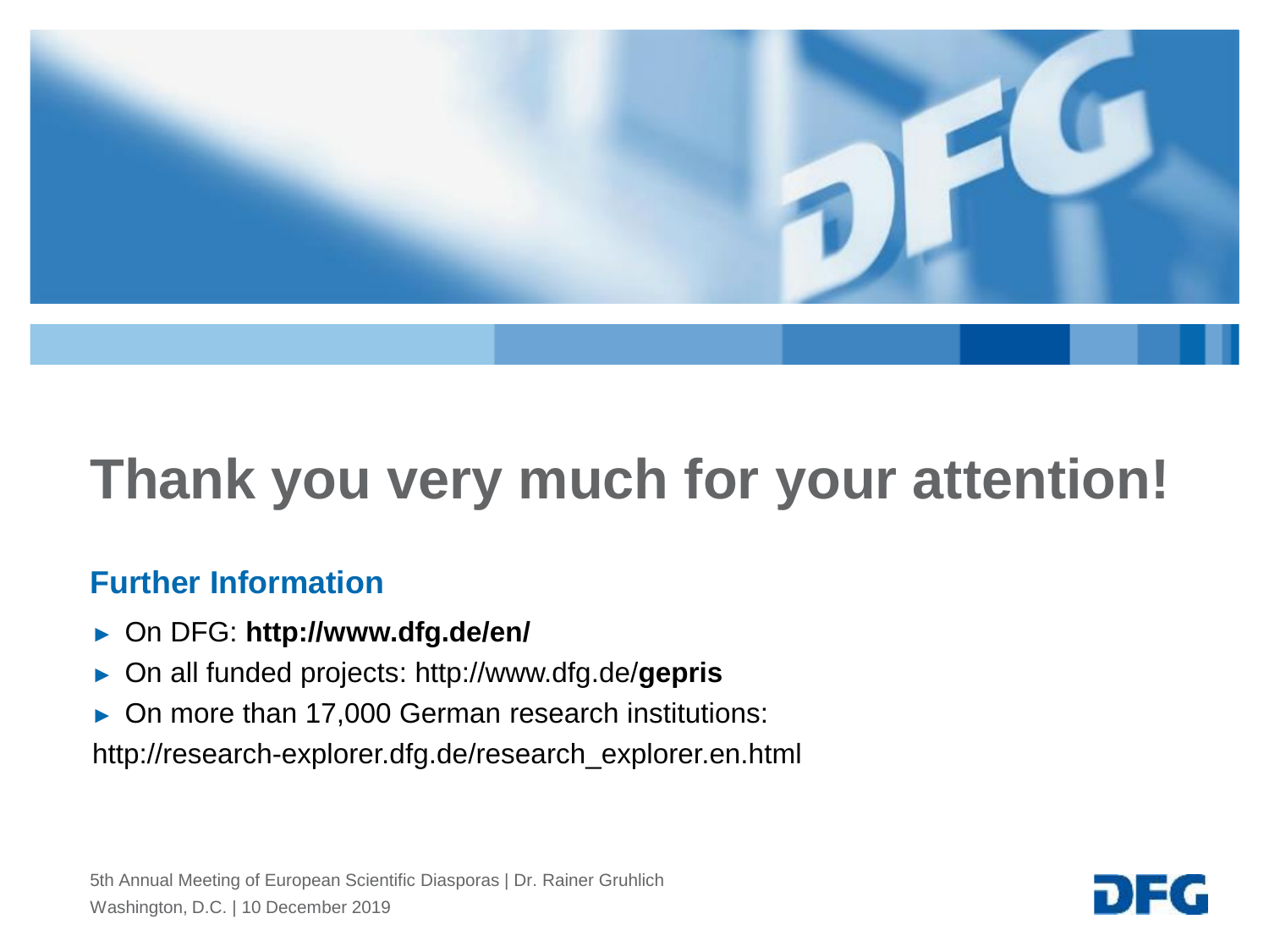# Thank you very much for your attention!

## Further Information

- On DFG: **http://www.dfg.de/en/**
- On all funded projects: http://www.dfg.de/**gepris**
- On more than 17,000 German research institutions:

http://research-explorer.dfg.de/research_explorer.en.html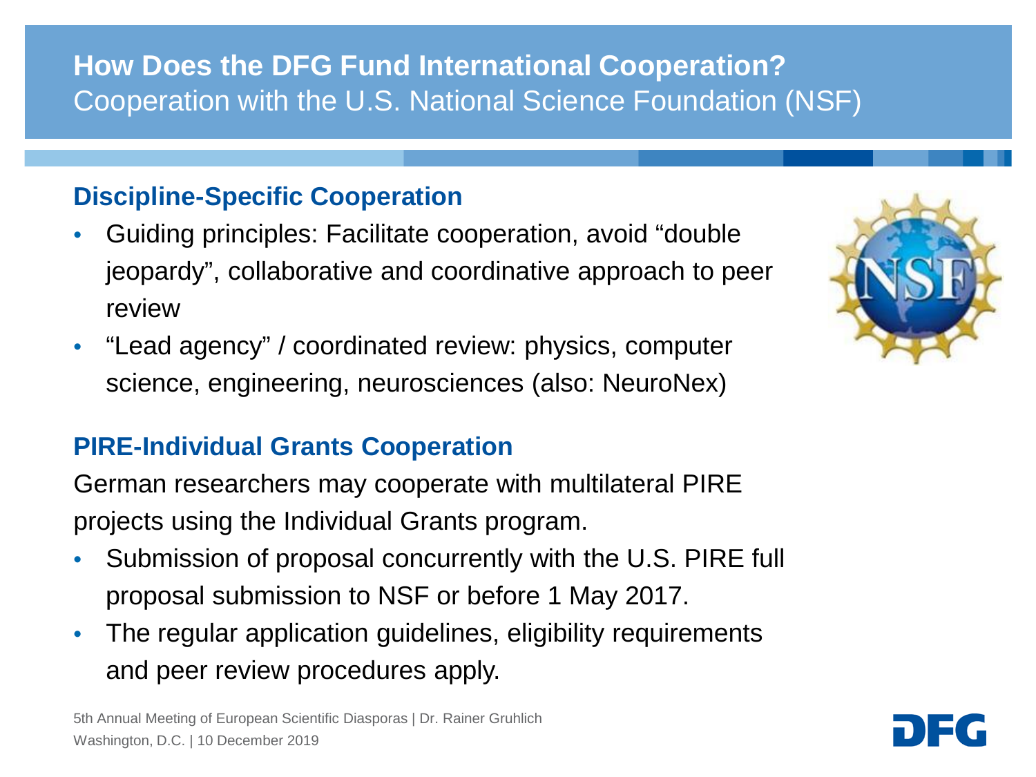# How Does the DFG Fund International Cooperation?

Cooperation with the U.S. National Science Foundation (NSF)

## Discipline-Specific Cooperation

- Guiding principles: Facilitate cooperation, avoid “double jeopardy”, collaborative and coordinative approach to peer review
- “Lead agency” / coordinated review: physics, computer science, engineering, neurosciences (also: NeuroNex)

## PIRE-Individual Grants Cooperation

German researchers may cooperate with multilateral PIRE projects using the Individual Grants program.

- Submission of proposal concurrently with the U.S. PIRE full proposal submission to NSF or before 1 May 2017.
- The regular application guidelines, eligibility requirements and peer review procedures apply.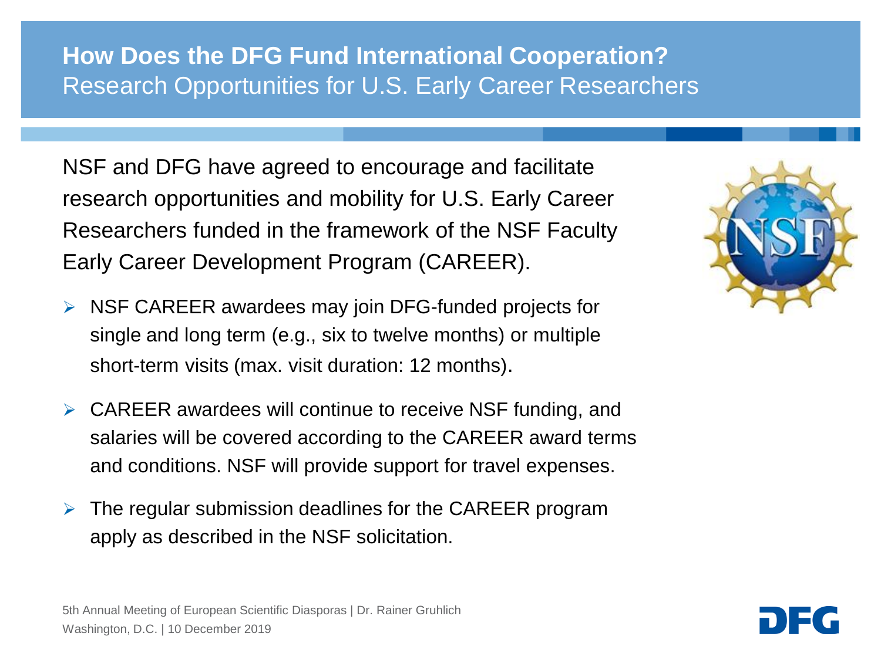# How Does the DFG Fund International Cooperation?

## Research Opportunities for U.S. Early Career Researchers

NSF and DFG have agreed to encourage and facilitate research opportunities and mobility for U.S. Early Career Researchers funded in the framework of the NSF Faculty Early Career Development Program (CAREER).

- NSF CAREER awardees may join DFG-funded projects for single and long term (e.g., six to twelve months) or multiple short-term visits (max. visit duration: 12 months).
- CAREER awardees will continue to receive NSF funding, and salaries will be covered according to the CAREER award terms and conditions. NSF will provide support for travel expenses.
- The regular submission deadlines for the CAREER program apply as described in the NSF solicitation.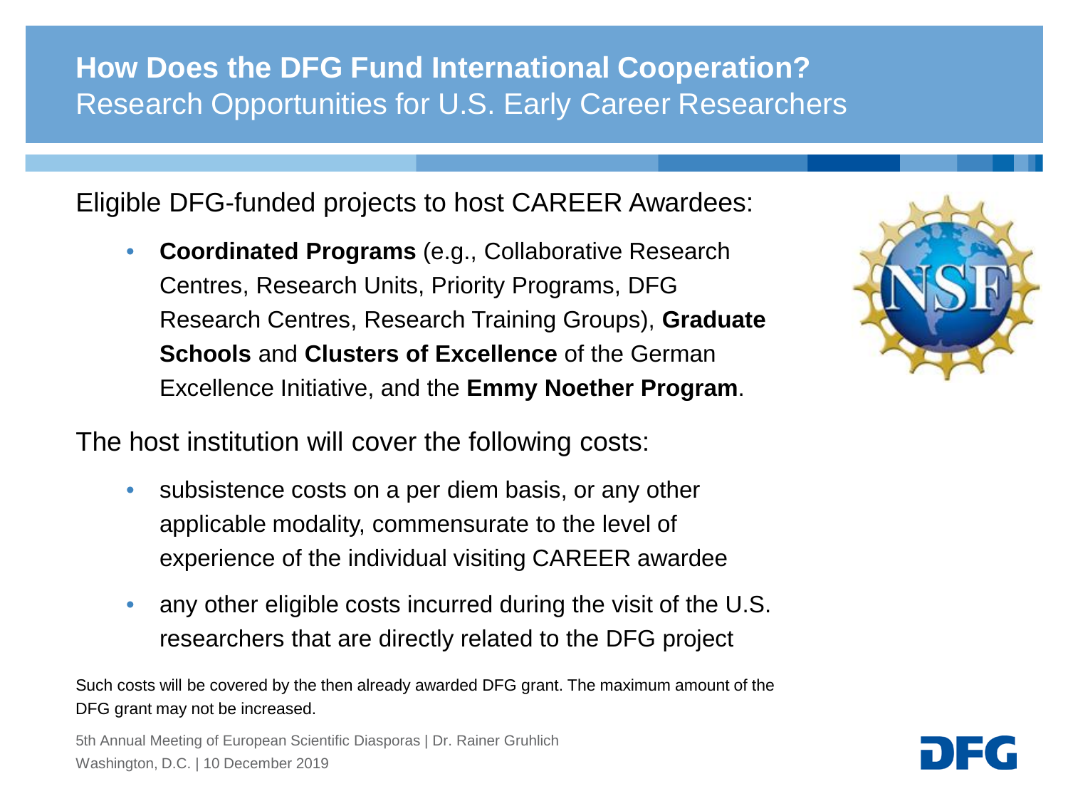# How Does the DFG Fund International Cooperation?

## Research Opportunities for U.S. Early Career Researchers

Eligible DFG-funded projects to host CAREER Awardees:

- **Coordinated Programs** (e.g., Collaborative Research Centres, Research Units, Priority Programs, DFG Research Centres, Research Training Groups), **Graduate Schools** and **Clusters of Excellence** of the German Excellence Initiative, and the **Emmy Noether Program**.

The host institution will cover the following costs:

- subsistence costs on a per diem basis, or any other applicable modality, commensurate to the level of experience of the individual visiting CAREER awardee
- any other eligible costs incurred during the visit of the U.S. researchers that are directly related to the DFG project

Such costs will be covered by the then already awarded DFG grant. The maximum amount of the DFG grant may not be increased.